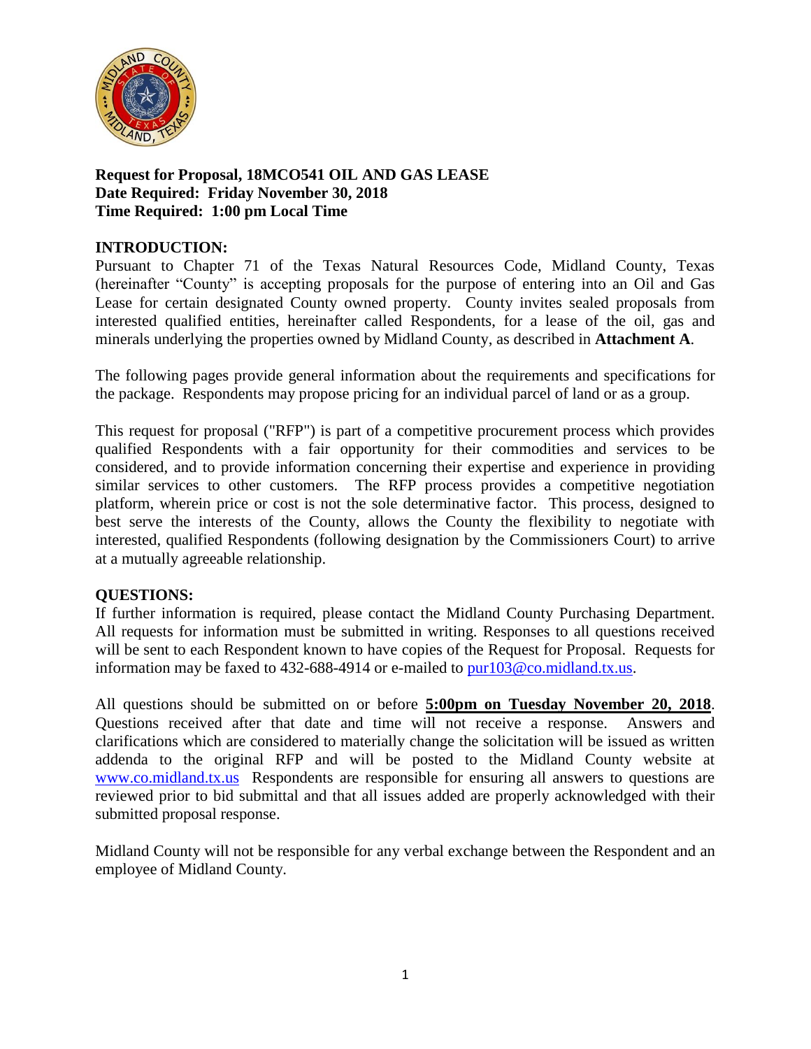**Request for Proposal, 18MCO541 OIL AND GAS LEASE**
**Date Required: Friday November 30, 2018**
**Time Required: 1:00 pm Local Time**

## INTRODUCTION:

Pursuant to Chapter 71 of the Texas Natural Resources Code, Midland County, Texas (hereinafter "County" is accepting proposals for the purpose of entering into an Oil and Gas Lease for certain designated County owned property. County invites sealed proposals from interested qualified entities, hereinafter called Respondents, for a lease of the oil, gas and minerals underlying the properties owned by Midland County, as described in **Attachment A**.

The following pages provide general information about the requirements and specifications for the package. Respondents may propose pricing for an individual parcel of land or as a group.

This request for proposal ("RFP") is part of a competitive procurement process which provides qualified Respondents with a fair opportunity for their commodities and services to be considered, and to provide information concerning their expertise and experience in providing similar services to other customers. The RFP process provides a competitive negotiation platform, wherein price or cost is not the sole determinative factor. This process, designed to best serve the interests of the County, allows the County the flexibility to negotiate with interested, qualified Respondents (following designation by the Commissioners Court) to arrive at a mutually agreeable relationship.

## QUESTIONS:

If further information is required, please contact the Midland County Purchasing Department. All requests for information must be submitted in writing. Responses to all questions received will be sent to each Respondent known to have copies of the Request for Proposal. Requests for information may be faxed to 432-688-4914 or e-mailed to pur103@co.midland.tx.us.

All questions should be submitted on or before **5:00pm on Tuesday November 20, 2018**. Questions received after that date and time will not receive a response. Answers and clarifications which are considered to materially change the solicitation will be issued as written addenda to the original RFP and will be posted to the Midland County website at www.co.midland.tx.us Respondents are responsible for ensuring all answers to questions are reviewed prior to bid submittal and that all issues added are properly acknowledged with their submitted proposal response.

Midland County will not be responsible for any verbal exchange between the Respondent and an employee of Midland County.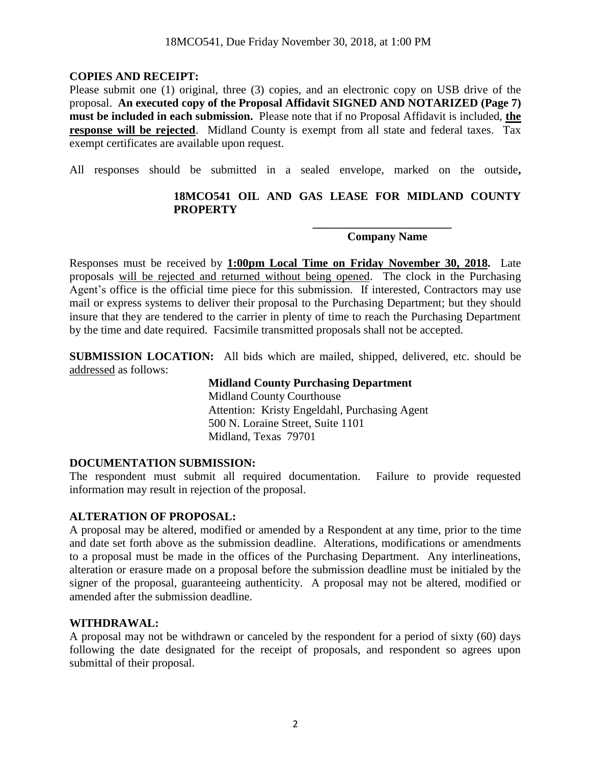**COPIES AND RECEIPT:**

Please submit one (1) original, three (3) copies, and an electronic copy on USB drive of the proposal. **An executed copy of the Proposal Affidavit SIGNED AND NOTARIZED (Page 7) must be included in each submission.** Please note that if no Proposal Affidavit is included, **the response will be rejected**. Midland County is exempt from all state and federal taxes. Tax exempt certificates are available upon request.

All responses should be submitted in a sealed envelope, marked on the outside**,**

> **18MCO541 OIL AND GAS LEASE FOR MIDLAND COUNTY PROPERTY**
>
> **________________________**
>
> **Company Name**

Responses must be received by **1:00pm Local Time on Friday November 30, 2018.** Late proposals will be rejected and returned without being opened. The clock in the Purchasing Agent's office is the official time piece for this submission. If interested, Contractors may use mail or express systems to deliver their proposal to the Purchasing Department; but they should insure that they are tendered to the carrier in plenty of time to reach the Purchasing Department by the time and date required. Facsimile transmitted proposals shall not be accepted.

**SUBMISSION LOCATION:** All bids which are mailed, shipped, delivered, etc. should be addressed as follows:

> **Midland County Purchasing Department**
> Midland County Courthouse
> Attention: Kristy Engeldahl, Purchasing Agent
> 500 N. Loraine Street, Suite 1101
> Midland, Texas 79701

**DOCUMENTATION SUBMISSION:**

The respondent must submit all required documentation. Failure to provide requested information may result in rejection of the proposal.

**ALTERATION OF PROPOSAL:**

A proposal may be altered, modified or amended by a Respondent at any time, prior to the time and date set forth above as the submission deadline. Alterations, modifications or amendments to a proposal must be made in the offices of the Purchasing Department. Any interlineations, alteration or erasure made on a proposal before the submission deadline must be initialed by the signer of the proposal, guaranteeing authenticity. A proposal may not be altered, modified or amended after the submission deadline.

**WITHDRAWAL:**

A proposal may not be withdrawn or canceled by the respondent for a period of sixty (60) days following the date designated for the receipt of proposals, and respondent so agrees upon submittal of their proposal.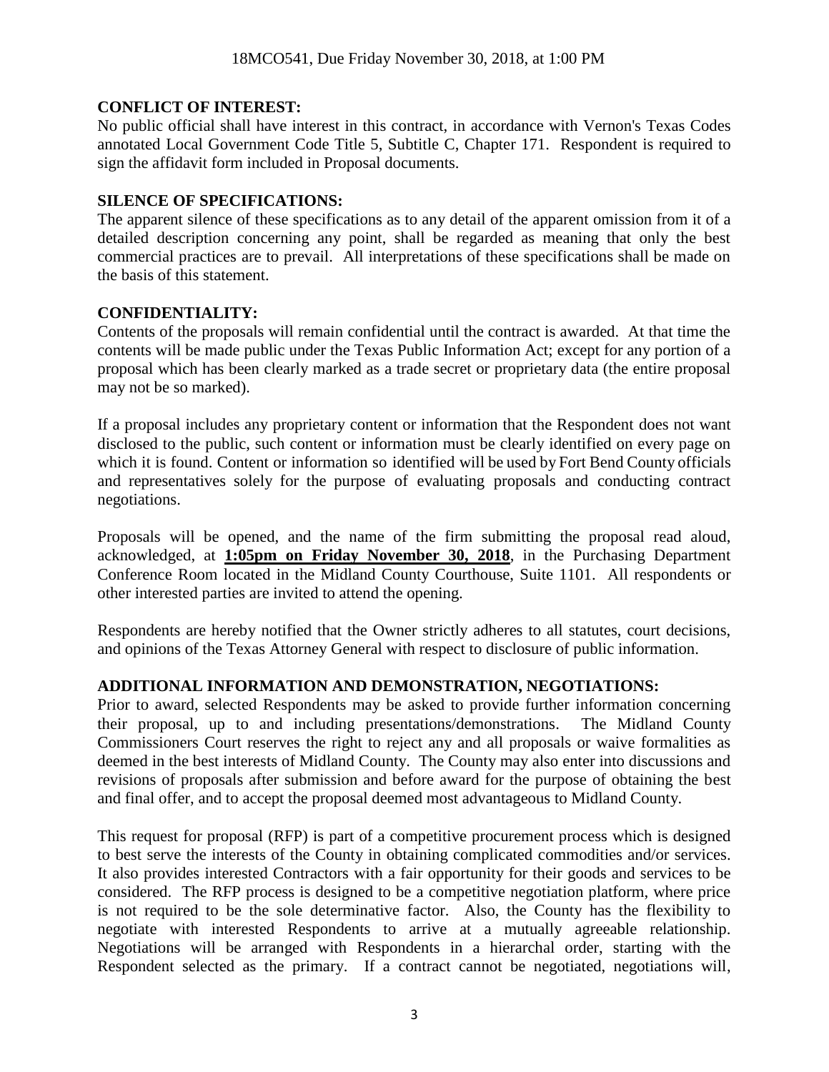## CONFLICT OF INTEREST:

No public official shall have interest in this contract, in accordance with Vernon's Texas Codes annotated Local Government Code Title 5, Subtitle C, Chapter 171. Respondent is required to sign the affidavit form included in Proposal documents.

## SILENCE OF SPECIFICATIONS:

The apparent silence of these specifications as to any detail of the apparent omission from it of a detailed description concerning any point, shall be regarded as meaning that only the best commercial practices are to prevail. All interpretations of these specifications shall be made on the basis of this statement.

## CONFIDENTIALITY:

Contents of the proposals will remain confidential until the contract is awarded. At that time the contents will be made public under the Texas Public Information Act; except for any portion of a proposal which has been clearly marked as a trade secret or proprietary data (the entire proposal may not be so marked).

If a proposal includes any proprietary content or information that the Respondent does not want disclosed to the public, such content or information must be clearly identified on every page on which it is found. Content or information so identified will be used by Fort Bend County officials and representatives solely for the purpose of evaluating proposals and conducting contract negotiations.

Proposals will be opened, and the name of the firm submitting the proposal read aloud, acknowledged, at **1:05pm on Friday November 30, 2018**, in the Purchasing Department Conference Room located in the Midland County Courthouse, Suite 1101. All respondents or other interested parties are invited to attend the opening.

Respondents are hereby notified that the Owner strictly adheres to all statutes, court decisions, and opinions of the Texas Attorney General with respect to disclosure of public information.

## ADDITIONAL INFORMATION AND DEMONSTRATION, NEGOTIATIONS:

Prior to award, selected Respondents may be asked to provide further information concerning their proposal, up to and including presentations/demonstrations. The Midland County Commissioners Court reserves the right to reject any and all proposals or waive formalities as deemed in the best interests of Midland County. The County may also enter into discussions and revisions of proposals after submission and before award for the purpose of obtaining the best and final offer, and to accept the proposal deemed most advantageous to Midland County.

This request for proposal (RFP) is part of a competitive procurement process which is designed to best serve the interests of the County in obtaining complicated commodities and/or services. It also provides interested Contractors with a fair opportunity for their goods and services to be considered. The RFP process is designed to be a competitive negotiation platform, where price is not required to be the sole determinative factor. Also, the County has the flexibility to negotiate with interested Respondents to arrive at a mutually agreeable relationship. Negotiations will be arranged with Respondents in a hierarchal order, starting with the Respondent selected as the primary. If a contract cannot be negotiated, negotiations will,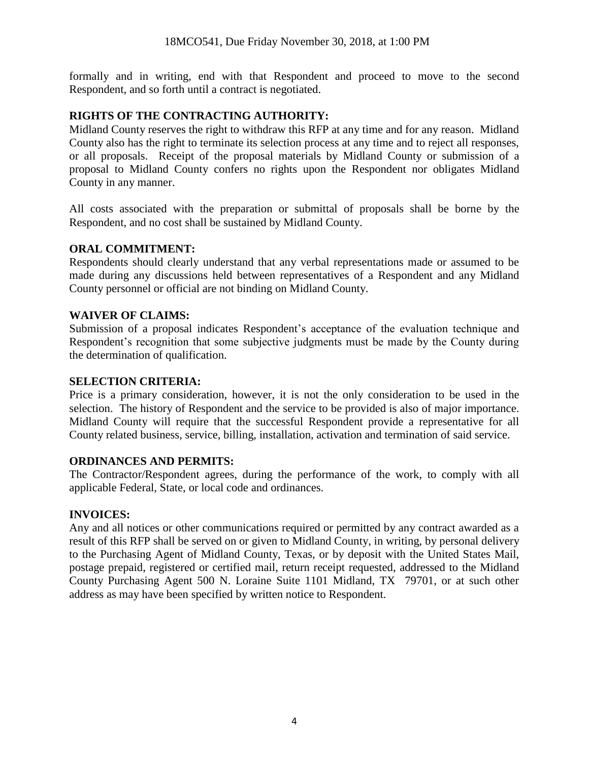formally and in writing, end with that Respondent and proceed to move to the second Respondent, and so forth until a contract is negotiated.

**RIGHTS OF THE CONTRACTING AUTHORITY:**

Midland County reserves the right to withdraw this RFP at any time and for any reason. Midland County also has the right to terminate its selection process at any time and to reject all responses, or all proposals. Receipt of the proposal materials by Midland County or submission of a proposal to Midland County confers no rights upon the Respondent nor obligates Midland County in any manner.

All costs associated with the preparation or submittal of proposals shall be borne by the Respondent, and no cost shall be sustained by Midland County.

**ORAL COMMITMENT:**

Respondents should clearly understand that any verbal representations made or assumed to be made during any discussions held between representatives of a Respondent and any Midland County personnel or official are not binding on Midland County.

**WAIVER OF CLAIMS:**

Submission of a proposal indicates Respondent's acceptance of the evaluation technique and Respondent's recognition that some subjective judgments must be made by the County during the determination of qualification.

**SELECTION CRITERIA:**

Price is a primary consideration, however, it is not the only consideration to be used in the selection. The history of Respondent and the service to be provided is also of major importance. Midland County will require that the successful Respondent provide a representative for all County related business, service, billing, installation, activation and termination of said service.

**ORDINANCES AND PERMITS:**

The Contractor/Respondent agrees, during the performance of the work, to comply with all applicable Federal, State, or local code and ordinances.

**INVOICES:**

Any and all notices or other communications required or permitted by any contract awarded as a result of this RFP shall be served on or given to Midland County, in writing, by personal delivery to the Purchasing Agent of Midland County, Texas, or by deposit with the United States Mail, postage prepaid, registered or certified mail, return receipt requested, addressed to the Midland County Purchasing Agent 500 N. Loraine Suite 1101 Midland, TX 79701, or at such other address as may have been specified by written notice to Respondent.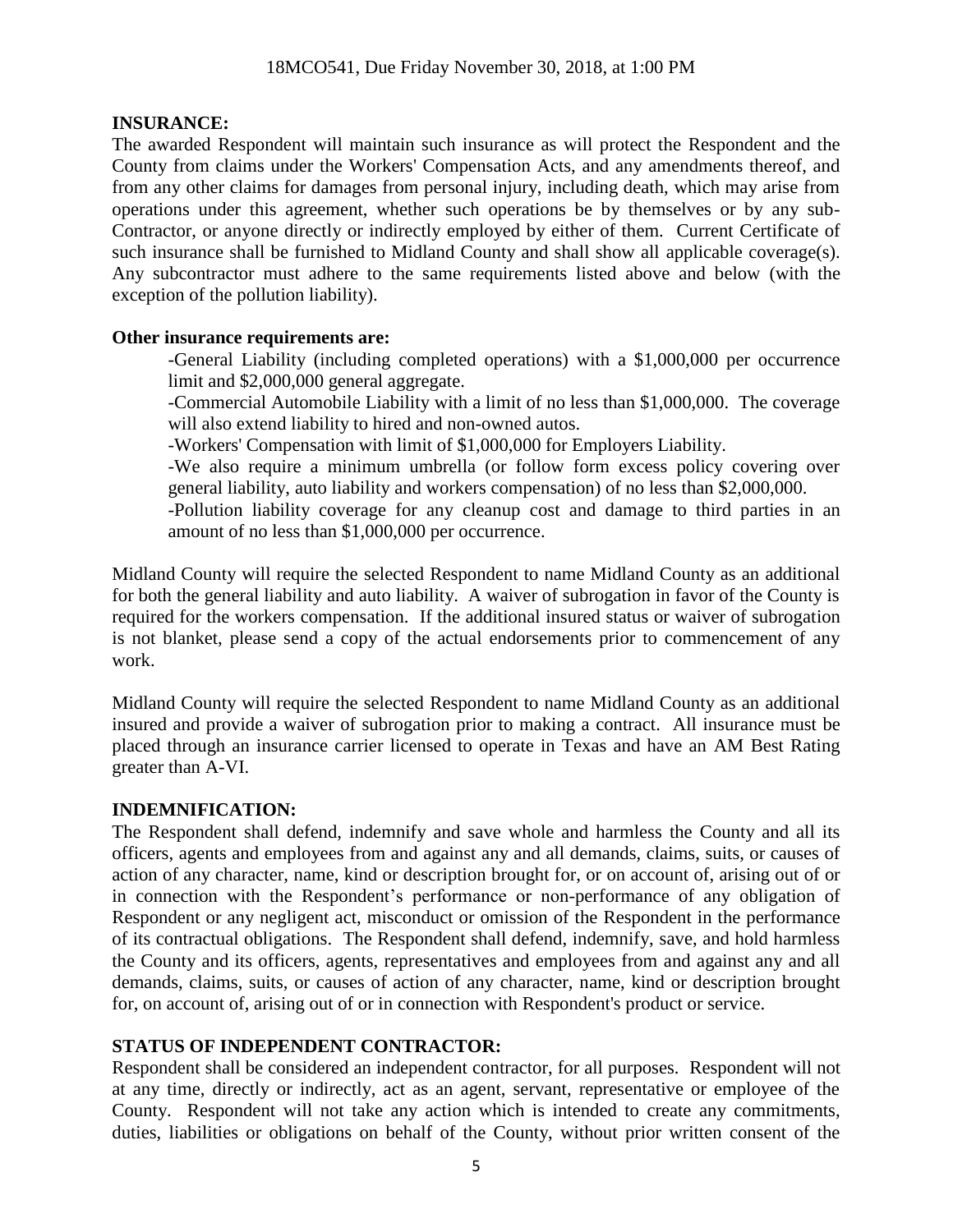**INSURANCE:**

The awarded Respondent will maintain such insurance as will protect the Respondent and the County from claims under the Workers' Compensation Acts, and any amendments thereof, and from any other claims for damages from personal injury, including death, which may arise from operations under this agreement, whether such operations be by themselves or by any sub-Contractor, or anyone directly or indirectly employed by either of them. Current Certificate of such insurance shall be furnished to Midland County and shall show all applicable coverage(s). Any subcontractor must adhere to the same requirements listed above and below (with the exception of the pollution liability).

**Other insurance requirements are:**

-General Liability (including completed operations) with a $1,000,000 per occurrence limit and $2,000,000 general aggregate.

-Commercial Automobile Liability with a limit of no less than $1,000,000. The coverage will also extend liability to hired and non-owned autos.

-Workers' Compensation with limit of $1,000,000 for Employers Liability.

-We also require a minimum umbrella (or follow form excess policy covering over general liability, auto liability and workers compensation) of no less than $2,000,000.

-Pollution liability coverage for any cleanup cost and damage to third parties in an amount of no less than $1,000,000 per occurrence.

Midland County will require the selected Respondent to name Midland County as an additional for both the general liability and auto liability. A waiver of subrogation in favor of the County is required for the workers compensation. If the additional insured status or waiver of subrogation is not blanket, please send a copy of the actual endorsements prior to commencement of any work.

Midland County will require the selected Respondent to name Midland County as an additional insured and provide a waiver of subrogation prior to making a contract. All insurance must be placed through an insurance carrier licensed to operate in Texas and have an AM Best Rating greater than A-VI.

**INDEMNIFICATION:**

The Respondent shall defend, indemnify and save whole and harmless the County and all its officers, agents and employees from and against any and all demands, claims, suits, or causes of action of any character, name, kind or description brought for, or on account of, arising out of or in connection with the Respondent's performance or non-performance of any obligation of Respondent or any negligent act, misconduct or omission of the Respondent in the performance of its contractual obligations. The Respondent shall defend, indemnify, save, and hold harmless the County and its officers, agents, representatives and employees from and against any and all demands, claims, suits, or causes of action of any character, name, kind or description brought for, on account of, arising out of or in connection with Respondent's product or service.

**STATUS OF INDEPENDENT CONTRACTOR:**

Respondent shall be considered an independent contractor, for all purposes. Respondent will not at any time, directly or indirectly, act as an agent, servant, representative or employee of the County. Respondent will not take any action which is intended to create any commitments, duties, liabilities or obligations on behalf of the County, without prior written consent of the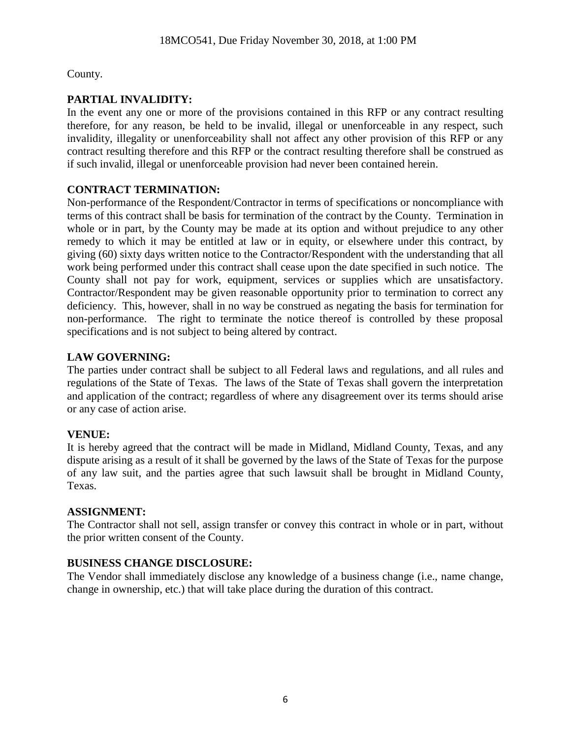County.

**PARTIAL INVALIDITY:**
In the event any one or more of the provisions contained in this RFP or any contract resulting therefore, for any reason, be held to be invalid, illegal or unenforceable in any respect, such invalidity, illegality or unenforceability shall not affect any other provision of this RFP or any contract resulting therefore and this RFP or the contract resulting therefore shall be construed as if such invalid, illegal or unenforceable provision had never been contained herein.

**CONTRACT TERMINATION:**
Non-performance of the Respondent/Contractor in terms of specifications or noncompliance with terms of this contract shall be basis for termination of the contract by the County. Termination in whole or in part, by the County may be made at its option and without prejudice to any other remedy to which it may be entitled at law or in equity, or elsewhere under this contract, by giving (60) sixty days written notice to the Contractor/Respondent with the understanding that all work being performed under this contract shall cease upon the date specified in such notice. The County shall not pay for work, equipment, services or supplies which are unsatisfactory. Contractor/Respondent may be given reasonable opportunity prior to termination to correct any deficiency. This, however, shall in no way be construed as negating the basis for termination for non-performance. The right to terminate the notice thereof is controlled by these proposal specifications and is not subject to being altered by contract.

**LAW GOVERNING:**
The parties under contract shall be subject to all Federal laws and regulations, and all rules and regulations of the State of Texas. The laws of the State of Texas shall govern the interpretation and application of the contract; regardless of where any disagreement over its terms should arise or any case of action arise.

**VENUE:**
It is hereby agreed that the contract will be made in Midland, Midland County, Texas, and any dispute arising as a result of it shall be governed by the laws of the State of Texas for the purpose of any law suit, and the parties agree that such lawsuit shall be brought in Midland County, Texas.

**ASSIGNMENT:**
The Contractor shall not sell, assign transfer or convey this contract in whole or in part, without the prior written consent of the County.

**BUSINESS CHANGE DISCLOSURE:**
The Vendor shall immediately disclose any knowledge of a business change (i.e., name change, change in ownership, etc.) that will take place during the duration of this contract.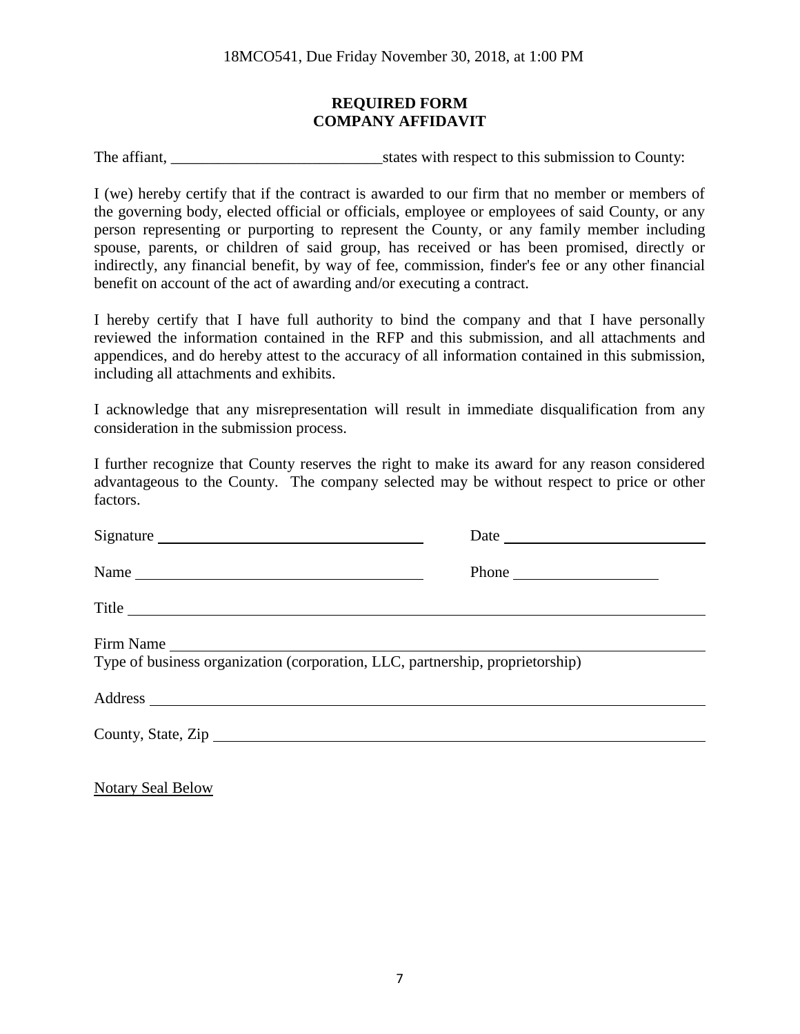18MCO541, Due Friday November 30, 2018, at 1:00 PM

## REQUIRED FORM
## COMPANY AFFIDAVIT

The affiant, ___________________________ states with respect to this submission to County:

I (we) hereby certify that if the contract is awarded to our firm that no member or members of the governing body, elected official or officials, employee or employees of said County, or any person representing or purporting to represent the County, or any family member including spouse, parents, or children of said group, has received or has been promised, directly or indirectly, any financial benefit, by way of fee, commission, finder's fee or any other financial benefit on account of the act of awarding and/or executing a contract.

I hereby certify that I have full authority to bind the company and that I have personally reviewed the information contained in the RFP and this submission, and all attachments and appendices, and do hereby attest to the accuracy of all information contained in this submission, including all attachments and exhibits.

I acknowledge that any misrepresentation will result in immediate disqualification from any consideration in the submission process.

I further recognize that County reserves the right to make its award for any reason considered advantageous to the County. The company selected may be without respect to price or other factors.

Signature ___________________________ Date ___________________________

Name ___________________________ Phone ___________________________

Title ___________________________

Firm Name ___________________________

Type of business organization (corporation, LLC, partnership, proprietorship)

Address ___________________________

County, State, Zip ___________________________

Notary Seal Below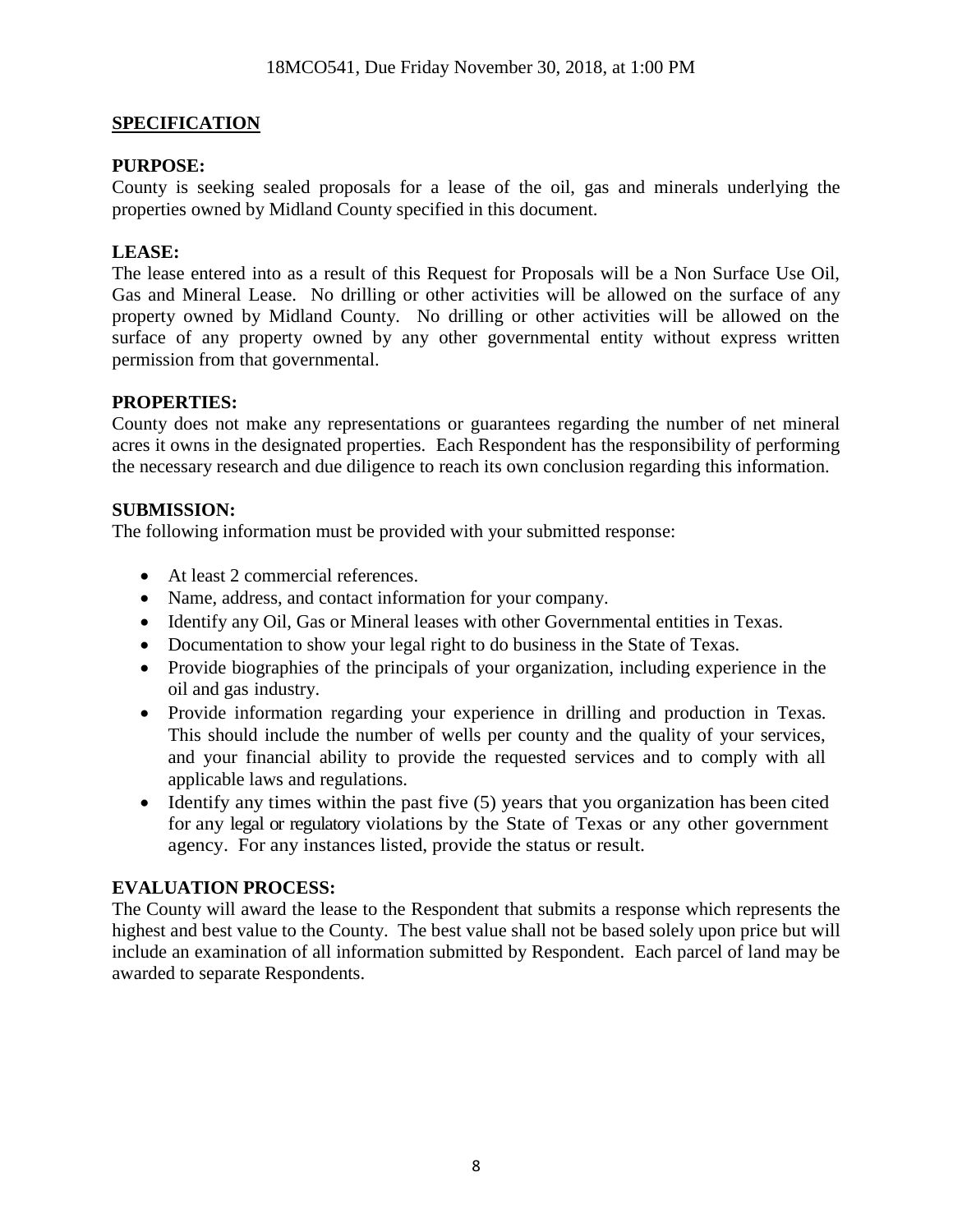## SPECIFICATION

**PURPOSE:**
County is seeking sealed proposals for a lease of the oil, gas and minerals underlying the properties owned by Midland County specified in this document.

**LEASE:**
The lease entered into as a result of this Request for Proposals will be a Non Surface Use Oil, Gas and Mineral Lease. No drilling or other activities will be allowed on the surface of any property owned by Midland County. No drilling or other activities will be allowed on the surface of any property owned by any other governmental entity without express written permission from that governmental.

**PROPERTIES:**
County does not make any representations or guarantees regarding the number of net mineral acres it owns in the designated properties. Each Respondent has the responsibility of performing the necessary research and due diligence to reach its own conclusion regarding this information.

**SUBMISSION:**
The following information must be provided with your submitted response:

- At least 2 commercial references.
- Name, address, and contact information for your company.
- Identify any Oil, Gas or Mineral leases with other Governmental entities in Texas.
- Documentation to show your legal right to do business in the State of Texas.
- Provide biographies of the principals of your organization, including experience in the oil and gas industry.
- Provide information regarding your experience in drilling and production in Texas. This should include the number of wells per county and the quality of your services, and your financial ability to provide the requested services and to comply with all applicable laws and regulations.
- Identify any times within the past five (5) years that you organization has been cited for any legal or regulatory violations by the State of Texas or any other government agency. For any instances listed, provide the status or result.

**EVALUATION PROCESS:**
The County will award the lease to the Respondent that submits a response which represents the highest and best value to the County. The best value shall not be based solely upon price but will include an examination of all information submitted by Respondent. Each parcel of land may be awarded to separate Respondents.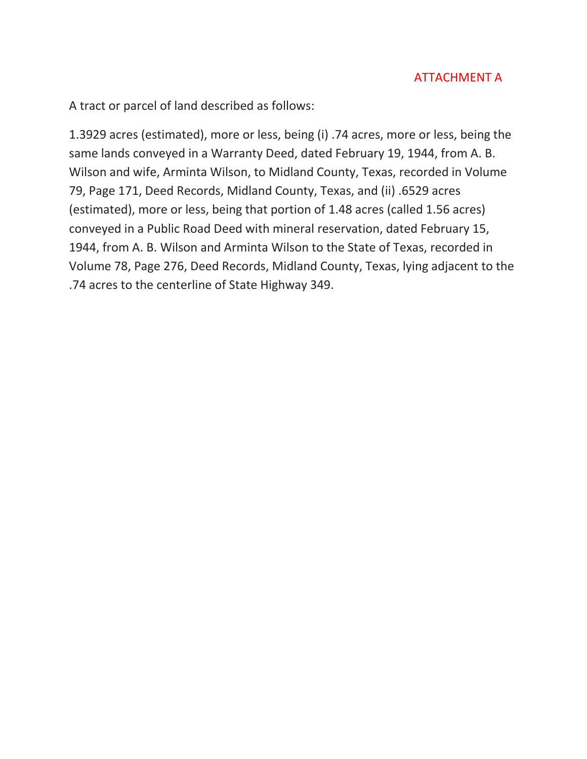ATTACHMENT A

A tract or parcel of land described as follows:

1.3929 acres (estimated), more or less, being (i) .74 acres, more or less, being the same lands conveyed in a Warranty Deed, dated February 19, 1944, from A. B. Wilson and wife, Arminta Wilson, to Midland County, Texas, recorded in Volume 79, Page 171, Deed Records, Midland County, Texas, and (ii) .6529 acres (estimated), more or less, being that portion of 1.48 acres (called 1.56 acres) conveyed in a Public Road Deed with mineral reservation, dated February 15, 1944, from A. B. Wilson and Arminta Wilson to the State of Texas, recorded in Volume 78, Page 276, Deed Records, Midland County, Texas, lying adjacent to the .74 acres to the centerline of State Highway 349.